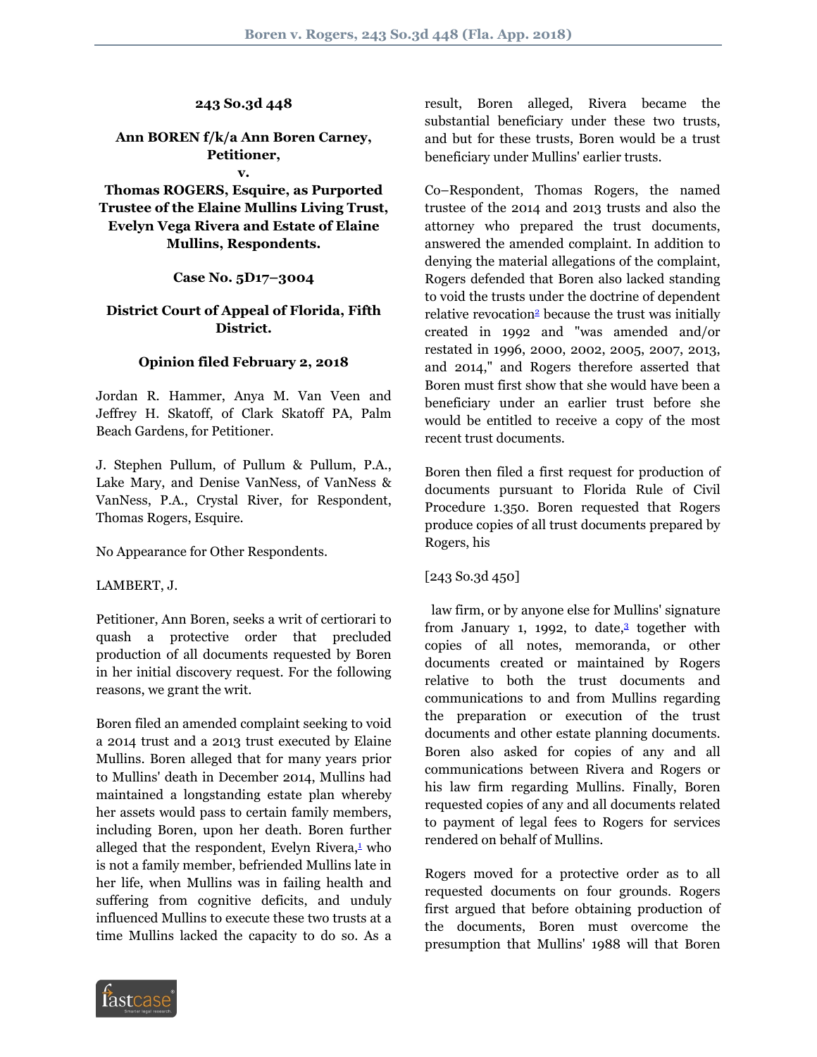**243 So.3d 448**

**Ann BOREN f/k/a Ann Boren Carney, Petitioner,**
**v.**
**Thomas ROGERS, Esquire, as Purported Trustee of the Elaine Mullins Living Trust, Evelyn Vega Rivera and Estate of Elaine Mullins, Respondents.**

**Case No. 5D17–3004**

**District Court of Appeal of Florida, Fifth District.**

**Opinion filed February 2, 2018**

Jordan R. Hammer, Anya M. Van Veen and Jeffrey H. Skatoff, of Clark Skatoff PA, Palm Beach Gardens, for Petitioner.

J. Stephen Pullum, of Pullum & Pullum, P.A., Lake Mary, and Denise VanNess, of VanNess & VanNess, P.A., Crystal River, for Respondent, Thomas Rogers, Esquire.

No Appearance for Other Respondents.

LAMBERT, J.

Petitioner, Ann Boren, seeks a writ of certiorari to quash a protective order that precluded production of all documents requested by Boren in her initial discovery request. For the following reasons, we grant the writ.

Boren filed an amended complaint seeking to void a 2014 trust and a 2013 trust executed by Elaine Mullins. Boren alleged that for many years prior to Mullins' death in December 2014, Mullins had maintained a longstanding estate plan whereby her assets would pass to certain family members, including Boren, upon her death. Boren further alleged that the respondent, Evelyn Rivera,[1] who is not a family member, befriended Mullins late in her life, when Mullins was in failing health and suffering from cognitive deficits, and unduly influenced Mullins to execute these two trusts at a time Mullins lacked the capacity to do so. As a result, Boren alleged, Rivera became the substantial beneficiary under these two trusts, and but for these trusts, Boren would be a trust beneficiary under Mullins' earlier trusts.

Co–Respondent, Thomas Rogers, the named trustee of the 2014 and 2013 trusts and also the attorney who prepared the trust documents, answered the amended complaint. In addition to denying the material allegations of the complaint, Rogers defended that Boren also lacked standing to void the trusts under the doctrine of dependent relative revocation[2] because the trust was initially created in 1992 and "was amended and/or restated in 1996, 2000, 2002, 2005, 2007, 2013, and 2014," and Rogers therefore asserted that Boren must first show that she would have been a beneficiary under an earlier trust before she would be entitled to receive a copy of the most recent trust documents.

Boren then filed a first request for production of documents pursuant to Florida Rule of Civil Procedure 1.350. Boren requested that Rogers produce copies of all trust documents prepared by Rogers, his

[243 So.3d 450]

law firm, or by anyone else for Mullins' signature from January 1, 1992, to date,[3] together with copies of all notes, memoranda, or other documents created or maintained by Rogers relative to both the trust documents and communications to and from Mullins regarding the preparation or execution of the trust documents and other estate planning documents. Boren also asked for copies of any and all communications between Rivera and Rogers or his law firm regarding Mullins. Finally, Boren requested copies of any and all documents related to payment of legal fees to Rogers for services rendered on behalf of Mullins.

Rogers moved for a protective order as to all requested documents on four grounds. Rogers first argued that before obtaining production of the documents, Boren must overcome the presumption that Mullins' 1988 will that Boren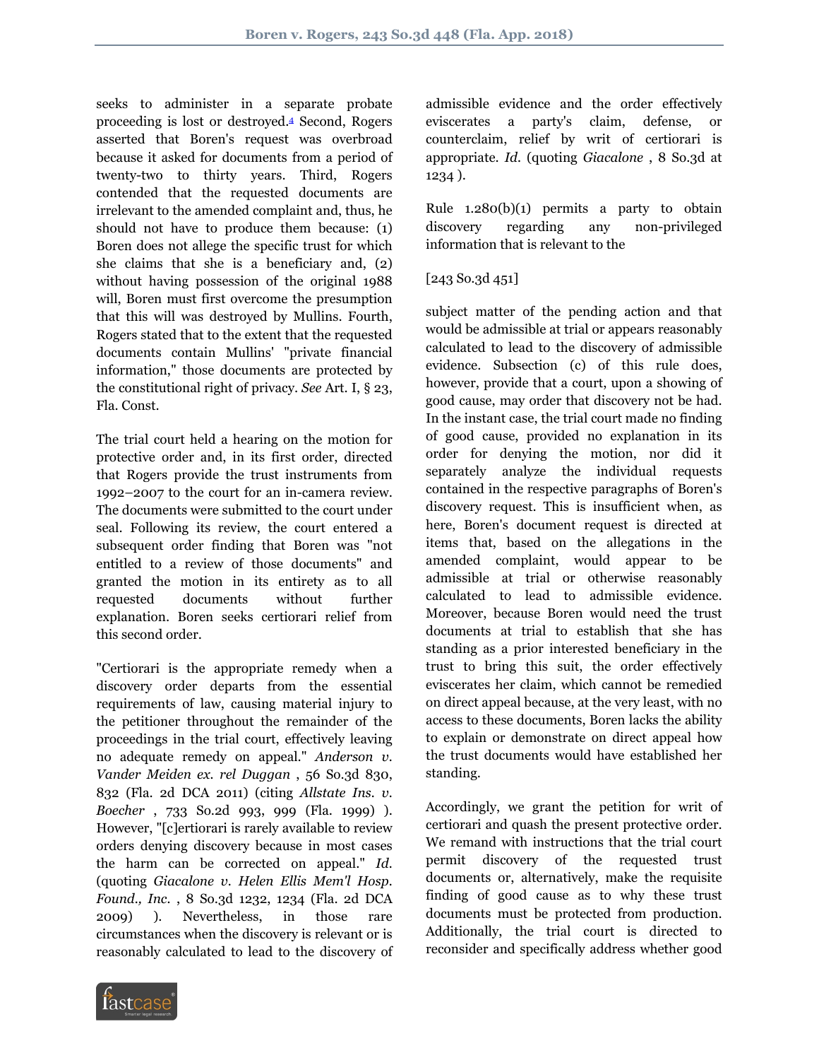seeks to administer in a separate probate proceeding is lost or destroyed.[4] Second, Rogers asserted that Boren's request was overbroad because it asked for documents from a period of twenty-two to thirty years. Third, Rogers contended that the requested documents are irrelevant to the amended complaint and, thus, he should not have to produce them because: (1) Boren does not allege the specific trust for which she claims that she is a beneficiary and, (2) without having possession of the original 1988 will, Boren must first overcome the presumption that this will was destroyed by Mullins. Fourth, Rogers stated that to the extent that the requested documents contain Mullins' "private financial information," those documents are protected by the constitutional right of privacy. *See* Art. I, § 23, Fla. Const.

The trial court held a hearing on the motion for protective order and, in its first order, directed that Rogers provide the trust instruments from 1992–2007 to the court for an in-camera review. The documents were submitted to the court under seal. Following its review, the court entered a subsequent order finding that Boren was "not entitled to a review of those documents" and granted the motion in its entirety as to all requested documents without further explanation. Boren seeks certiorari relief from this second order.

"Certiorari is the appropriate remedy when a discovery order departs from the essential requirements of law, causing material injury to the petitioner throughout the remainder of the proceedings in the trial court, effectively leaving no adequate remedy on appeal." *Anderson v. Vander Meiden ex. rel Duggan* , 56 So.3d 830, 832 (Fla. 2d DCA 2011) (citing *Allstate Ins. v. Boecher* , 733 So.2d 993, 999 (Fla. 1999) ). However, "[c]ertiorari is rarely available to review orders denying discovery because in most cases the harm can be corrected on appeal." *Id.* (quoting *Giacalone v. Helen Ellis Mem'l Hosp. Found., Inc.* , 8 So.3d 1232, 1234 (Fla. 2d DCA 2009) ). Nevertheless, in those rare circumstances when the discovery is relevant or is reasonably calculated to lead to the discovery of admissible evidence and the order effectively eviscerates a party's claim, defense, or counterclaim, relief by writ of certiorari is appropriate. *Id.* (quoting *Giacalone* , 8 So.3d at 1234 ).

Rule 1.280(b)(1) permits a party to obtain discovery regarding any non-privileged information that is relevant to the

[243 So.3d 451]

subject matter of the pending action and that would be admissible at trial or appears reasonably calculated to lead to the discovery of admissible evidence. Subsection (c) of this rule does, however, provide that a court, upon a showing of good cause, may order that discovery not be had. In the instant case, the trial court made no finding of good cause, provided no explanation in its order for denying the motion, nor did it separately analyze the individual requests contained in the respective paragraphs of Boren's discovery request. This is insufficient when, as here, Boren's document request is directed at items that, based on the allegations in the amended complaint, would appear to be admissible at trial or otherwise reasonably calculated to lead to admissible evidence. Moreover, because Boren would need the trust documents at trial to establish that she has standing as a prior interested beneficiary in the trust to bring this suit, the order effectively eviscerates her claim, which cannot be remedied on direct appeal because, at the very least, with no access to these documents, Boren lacks the ability to explain or demonstrate on direct appeal how the trust documents would have established her standing.

Accordingly, we grant the petition for writ of certiorari and quash the present protective order. We remand with instructions that the trial court permit discovery of the requested trust documents or, alternatively, make the requisite finding of good cause as to why these trust documents must be protected from production. Additionally, the trial court is directed to reconsider and specifically address whether good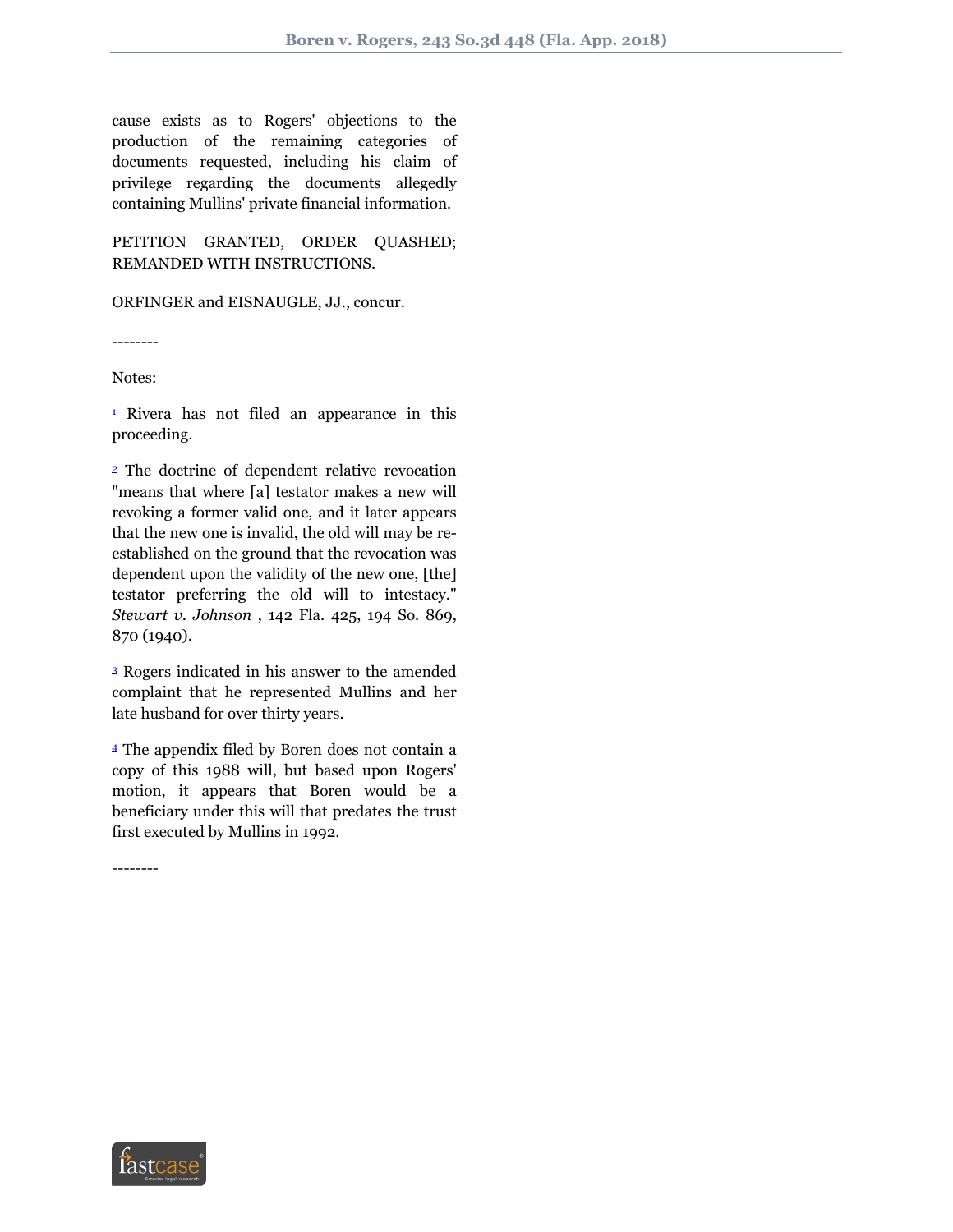cause exists as to Rogers' objections to the production of the remaining categories of documents requested, including his claim of privilege regarding the documents allegedly containing Mullins' private financial information.

PETITION GRANTED, ORDER QUASHED; REMANDED WITH INSTRUCTIONS.

ORFINGER and EISNAUGLE, JJ., concur.

--------

Notes:

[1] Rivera has not filed an appearance in this proceeding.

[2] The doctrine of dependent relative revocation "means that where [a] testator makes a new will revoking a former valid one, and it later appears that the new one is invalid, the old will may be re-established on the ground that the revocation was dependent upon the validity of the new one, [the] testator preferring the old will to intestacy." *Stewart v. Johnson* , 142 Fla. 425, 194 So. 869, 870 (1940).

[3] Rogers indicated in his answer to the amended complaint that he represented Mullins and her late husband for over thirty years.

[4] The appendix filed by Boren does not contain a copy of this 1988 will, but based upon Rogers' motion, it appears that Boren would be a beneficiary under this will that predates the trust first executed by Mullins in 1992.

--------